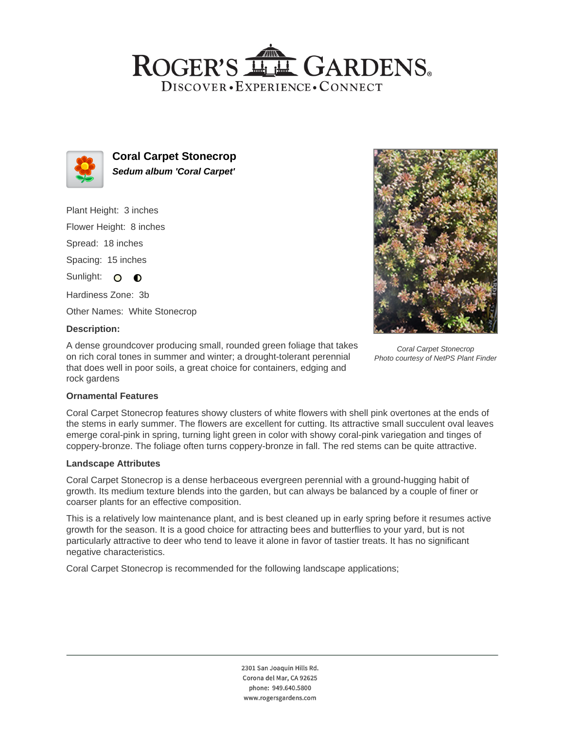# Coral Carpet Stonecrop

***Sedum album 'Coral Carpet'***

Plant Height: 3 inches

Flower Height: 8 inches

Spread: 18 inches

Spacing: 15 inches

Sunlight:

Hardiness Zone: 3b

Other Names: White Stonecrop

**Description:**

A dense groundcover producing small, rounded green foliage that takes on rich coral tones in summer and winter; a drought-tolerant perennial that does well in poor soils, a great choice for containers, edging and rock gardens

*Coral Carpet Stonecrop*
*Photo courtesy of NetPS Plant Finder*

### Ornamental Features

Coral Carpet Stonecrop features showy clusters of white flowers with shell pink overtones at the ends of the stems in early summer. The flowers are excellent for cutting. Its attractive small succulent oval leaves emerge coral-pink in spring, turning light green in color with showy coral-pink variegation and tinges of coppery-bronze. The foliage often turns coppery-bronze in fall. The red stems can be quite attractive.

### Landscape Attributes

Coral Carpet Stonecrop is a dense herbaceous evergreen perennial with a ground-hugging habit of growth. Its medium texture blends into the garden, but can always be balanced by a couple of finer or coarser plants for an effective composition.

This is a relatively low maintenance plant, and is best cleaned up in early spring before it resumes active growth for the season. It is a good choice for attracting bees and butterflies to your yard, but is not particularly attractive to deer who tend to leave it alone in favor of tastier treats. It has no significant negative characteristics.

Coral Carpet Stonecrop is recommended for the following landscape applications;

2301 San Joaquin Hills Rd.
Corona del Mar, CA 92625
phone: 949.640.5800
www.rogersgardens.com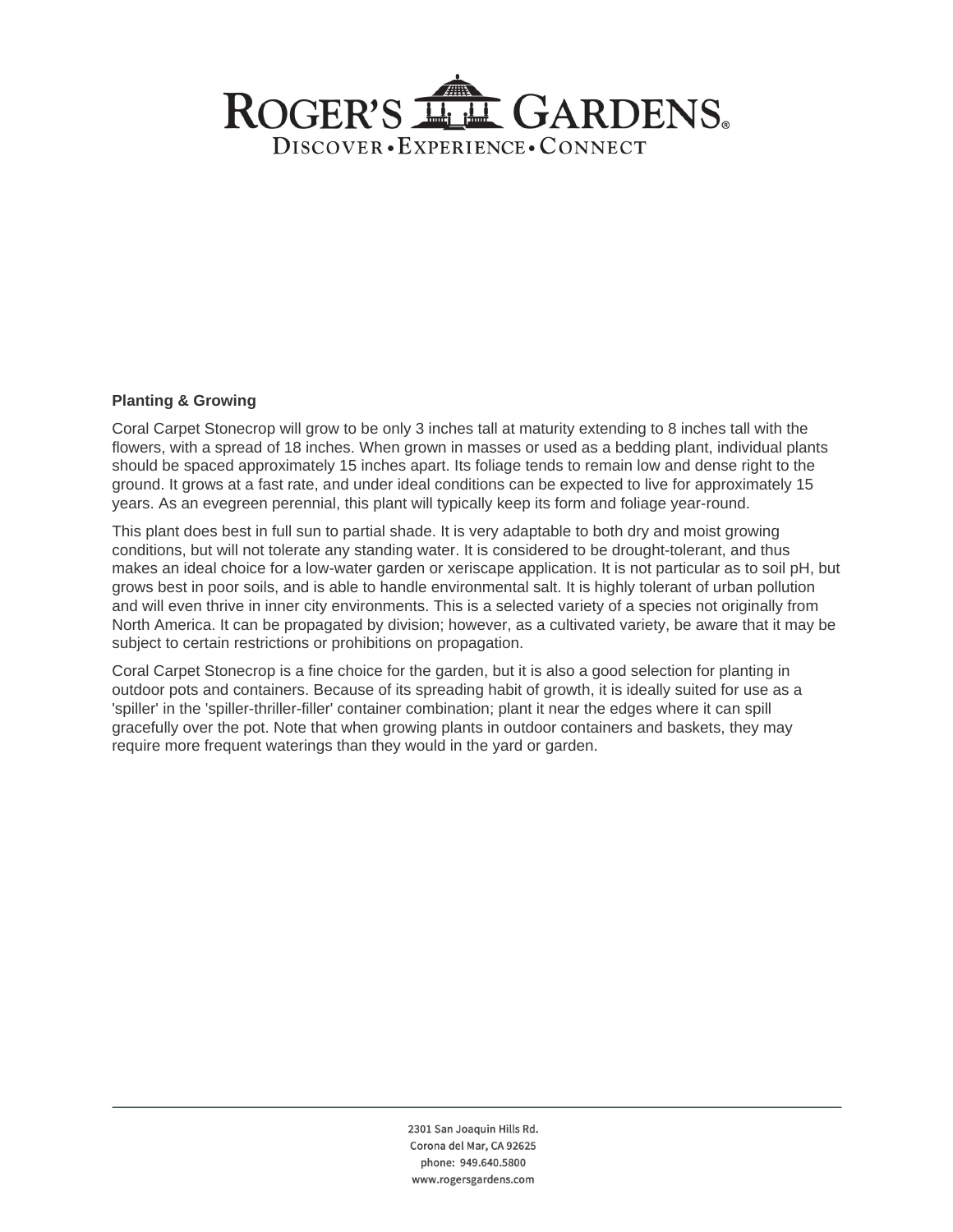**Planting & Growing**

Coral Carpet Stonecrop will grow to be only 3 inches tall at maturity extending to 8 inches tall with the flowers, with a spread of 18 inches. When grown in masses or used as a bedding plant, individual plants should be spaced approximately 15 inches apart. Its foliage tends to remain low and dense right to the ground. It grows at a fast rate, and under ideal conditions can be expected to live for approximately 15 years. As an evegreen perennial, this plant will typically keep its form and foliage year-round.

This plant does best in full sun to partial shade. It is very adaptable to both dry and moist growing conditions, but will not tolerate any standing water. It is considered to be drought-tolerant, and thus makes an ideal choice for a low-water garden or xeriscape application. It is not particular as to soil pH, but grows best in poor soils, and is able to handle environmental salt. It is highly tolerant of urban pollution and will even thrive in inner city environments. This is a selected variety of a species not originally from North America. It can be propagated by division; however, as a cultivated variety, be aware that it may be subject to certain restrictions or prohibitions on propagation.

Coral Carpet Stonecrop is a fine choice for the garden, but it is also a good selection for planting in outdoor pots and containers. Because of its spreading habit of growth, it is ideally suited for use as a 'spiller' in the 'spiller-thriller-filler' container combination; plant it near the edges where it can spill gracefully over the pot. Note that when growing plants in outdoor containers and baskets, they may require more frequent waterings than they would in the yard or garden.